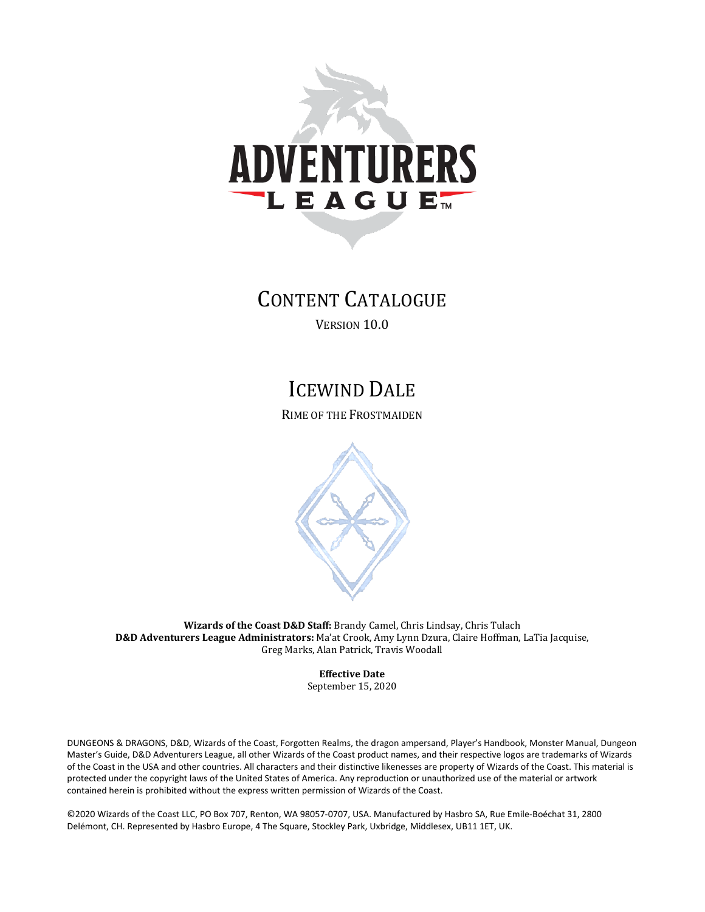# ADVENTURERS LEAGUE

# Content Catalogue

Version 10.0

## Icewind Dale

Rime of the Frostmaiden

**Wizards of the Coast D&D Staff:** Brandy Camel, Chris Lindsay, Chris Tulach
**D&D Adventurers League Administrators:** Ma'at Crook, Amy Lynn Dzura, Claire Hoffman, LaTia Jacquise, Greg Marks, Alan Patrick, Travis Woodall

**Effective Date**
September 15, 2020

DUNGEONS & DRAGONS, D&D, Wizards of the Coast, Forgotten Realms, the dragon ampersand, Player's Handbook, Monster Manual, Dungeon Master's Guide, D&D Adventurers League, all other Wizards of the Coast product names, and their respective logos are trademarks of Wizards of the Coast in the USA and other countries. All characters and their distinctive likenesses are property of Wizards of the Coast. This material is protected under the copyright laws of the United States of America. Any reproduction or unauthorized use of the material or artwork contained herein is prohibited without the express written permission of Wizards of the Coast.

©2020 Wizards of the Coast LLC, PO Box 707, Renton, WA 98057-0707, USA. Manufactured by Hasbro SA, Rue Emile-Boéchat 31, 2800 Delémont, CH. Represented by Hasbro Europe, 4 The Square, Stockley Park, Uxbridge, Middlesex, UB11 1ET, UK.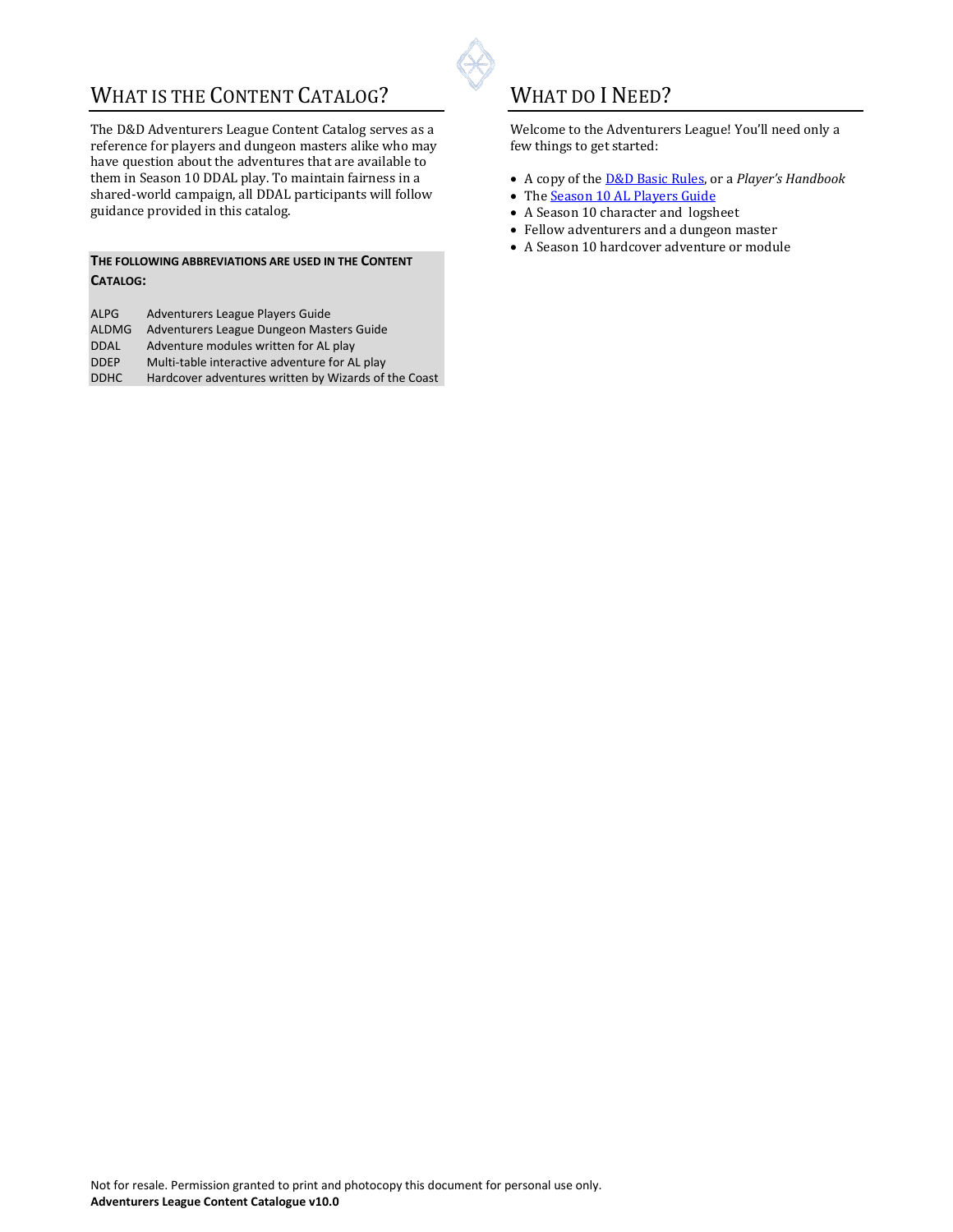## What is the Content Catalog?

The D&D Adventurers League Content Catalog serves as a reference for players and dungeon masters alike who may have question about the adventures that are available to them in Season 10 DDAL play. To maintain fairness in a shared-world campaign, all DDAL participants will follow guidance provided in this catalog.

**The following abbreviations are used in the Content Catalog:**

| | |
|---|---|
| ALPG | Adventurers League Players Guide |
| ALDMG | Adventurers League Dungeon Masters Guide |
| DDAL | Adventure modules written for AL play |
| DDEP | Multi-table interactive adventure for AL play |
| DDHC | Hardcover adventures written by Wizards of the Coast |

## What do I Need?

Welcome to the Adventurers League! You'll need only a few things to get started:

- A copy of the D&D Basic Rules, or a *Player's Handbook*
- The Season 10 AL Players Guide
- A Season 10 character and logsheet
- Fellow adventurers and a dungeon master
- A Season 10 hardcover adventure or module

Not for resale. Permission granted to print and photocopy this document for personal use only.
**Adventurers League Content Catalogue v10.0**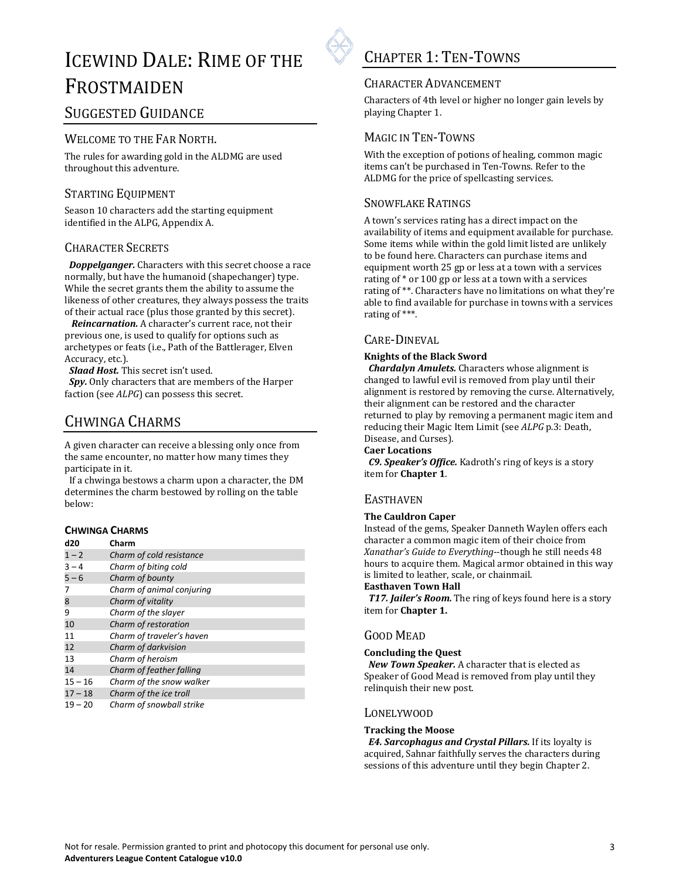# Icewind Dale: Rime of the Frostmaiden

## Suggested Guidance

### Welcome to the Far North.

The rules for awarding gold in the ALDMG are used throughout this adventure.

### Starting Equipment

Season 10 characters add the starting equipment identified in the ALPG, Appendix A.

### Character Secrets

***Doppelganger.*** Characters with this secret choose a race normally, but have the humanoid (shapechanger) type. While the secret grants them the ability to assume the likeness of other creatures, they always possess the traits of their actual race (plus those granted by this secret).

***Reincarnation.*** A character's current race, not their previous one, is used to qualify for options such as archetypes or feats (i.e., Path of the Battlerager, Elven Accuracy, etc.).

***Slaad Host.*** This secret isn't used.

***Spy.*** Only characters that are members of the Harper faction (see *ALPG*) can possess this secret.

## Chwinga Charms

A given character can receive a blessing only once from the same encounter, no matter how many times they participate in it.

If a chwinga bestows a charm upon a character, the DM determines the charm bestowed by rolling on the table below:

**Chwinga Charms**

| d20 | Charm |
|---|---|
| 1 – 2 | *Charm of cold resistance* |
| 3 – 4 | *Charm of biting cold* |
| 5 – 6 | *Charm of bounty* |
| 7 | *Charm of animal conjuring* |
| 8 | *Charm of vitality* |
| 9 | *Charm of the slayer* |
| 10 | *Charm of restoration* |
| 11 | *Charm of traveler's haven* |
| 12 | *Charm of darkvision* |
| 13 | *Charm of heroism* |
| 14 | *Charm of feather falling* |
| 15 – 16 | *Charm of the snow walker* |
| 17 – 18 | *Charm of the ice troll* |
| 19 – 20 | *Charm of snowball strike* |

## Chapter 1: Ten-Towns

### Character Advancement

Characters of 4th level or higher no longer gain levels by playing Chapter 1.

### Magic in Ten-Towns

With the exception of potions of healing, common magic items can't be purchased in Ten-Towns. Refer to the ALDMG for the price of spellcasting services.

### Snowflake Ratings

A town's services rating has a direct impact on the availability of items and equipment available for purchase. Some items while within the gold limit listed are unlikely to be found here. Characters can purchase items and equipment worth 25 gp or less at a town with a services rating of * or 100 gp or less at a town with a services rating of **. Characters have no limitations on what they're able to find available for purchase in towns with a services rating of ***.

### Care-Dineval

**Knights of the Black Sword**

***Chardalyn Amulets.*** Characters whose alignment is changed to lawful evil is removed from play until their alignment is restored by removing the curse. Alternatively, their alignment can be restored and the character returned to play by removing a permanent magic item and reducing their Magic Item Limit (see *ALPG* p.3: Death, Disease, and Curses).

**Caer Locations**

***C9. Speaker's Office.*** Kadroth's ring of keys is a story item for **Chapter 1**.

### Easthaven

**The Cauldron Caper**

Instead of the gems, Speaker Danneth Waylen offers each character a common magic item of their choice from *Xanathar's Guide to Everything*--though he still needs 48 hours to acquire them. Magical armor obtained in this way is limited to leather, scale, or chainmail.

**Easthaven Town Hall**

***T17. Jailer's Room.*** The ring of keys found here is a story item for **Chapter 1.**

### Good Mead

**Concluding the Quest**

***New Town Speaker.*** A character that is elected as Speaker of Good Mead is removed from play until they relinquish their new post.

### Lonelywood

**Tracking the Moose**

***E4. Sarcophagus and Crystal Pillars.*** If its loyalty is acquired, Sahnar faithfully serves the characters during sessions of this adventure until they begin Chapter 2.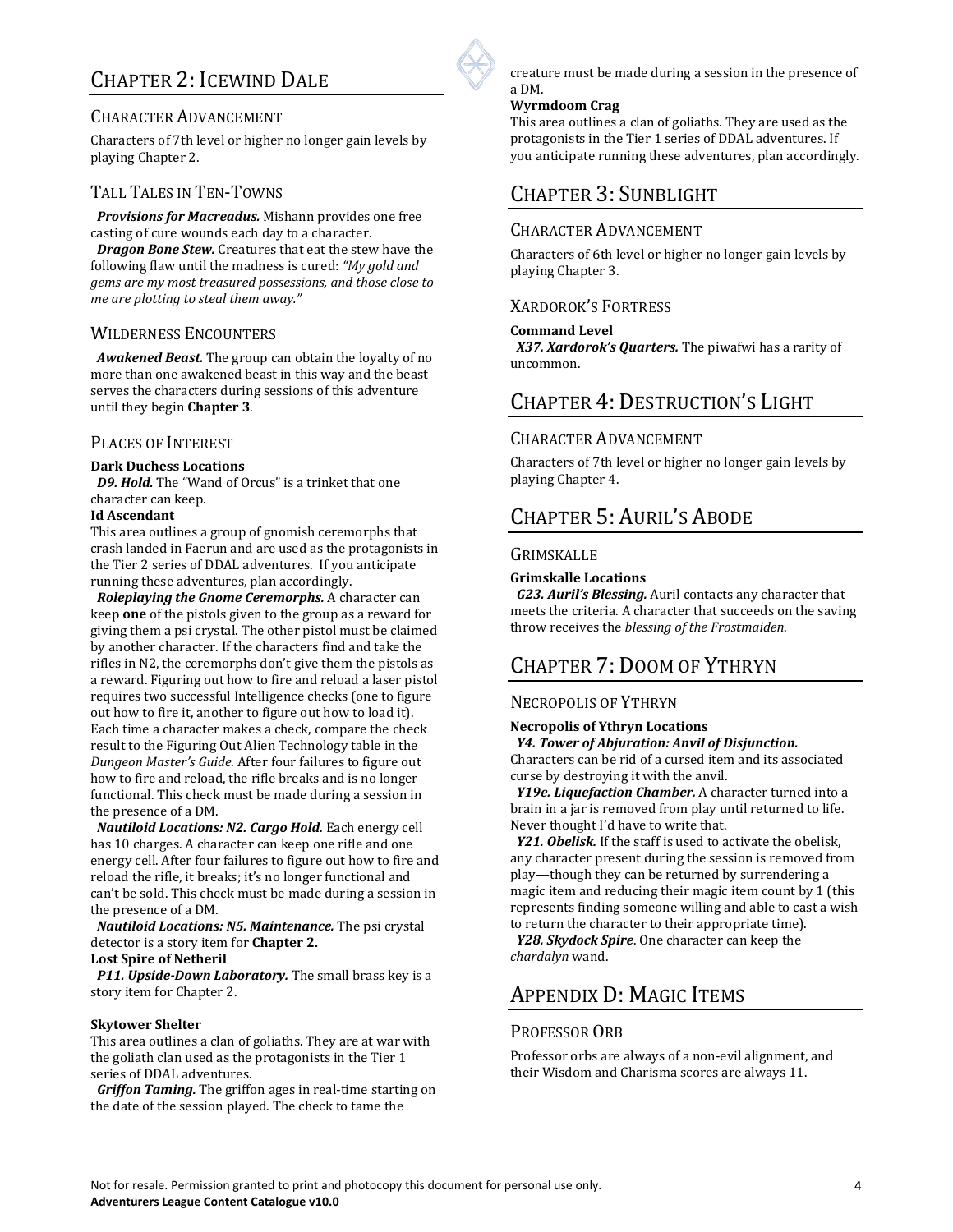# Chapter 2: Icewind Dale

## Character Advancement

Characters of 7th level or higher no longer gain levels by playing Chapter 2.

## Tall Tales in Ten-Towns

***Provisions for Macreadus.*** Mishann provides one free casting of cure wounds each day to a character.

***Dragon Bone Stew.*** Creatures that eat the stew have the following flaw until the madness is cured: *"My gold and gems are my most treasured possessions, and those close to me are plotting to steal them away."*

## Wilderness Encounters

***Awakened Beast.*** The group can obtain the loyalty of no more than one awakened beast in this way and the beast serves the characters during sessions of this adventure until they begin **Chapter 3**.

## Places of Interest

**Dark Duchess Locations**

***D9. Hold.*** The "Wand of Orcus" is a trinket that one character can keep.

**Id Ascendant**

This area outlines a group of gnomish ceremorphs that crash landed in Faerun and are used as the protagonists in the Tier 2 series of DDAL adventures. If you anticipate running these adventures, plan accordingly.

***Roleplaying the Gnome Ceremorphs.*** A character can keep **one** of the pistols given to the group as a reward for giving them a psi crystal. The other pistol must be claimed by another character. If the characters find and take the rifles in N2, the ceremorphs don't give them the pistols as a reward. Figuring out how to fire and reload a laser pistol requires two successful Intelligence checks (one to figure out how to fire it, another to figure out how to load it). Each time a character makes a check, compare the check result to the Figuring Out Alien Technology table in the *Dungeon Master's Guide*. After four failures to figure out how to fire and reload, the rifle breaks and is no longer functional. This check must be made during a session in the presence of a DM.

***Nautiloid Locations: N2. Cargo Hold.*** Each energy cell has 10 charges. A character can keep one rifle and one energy cell. After four failures to figure out how to fire and reload the rifle, it breaks; it's no longer functional and can't be sold. This check must be made during a session in the presence of a DM.

***Nautiloid Locations: N5. Maintenance.*** The psi crystal detector is a story item for **Chapter 2.**

**Lost Spire of Netheril**

***P11. Upside-Down Laboratory.*** The small brass key is a story item for Chapter 2.

**Skytower Shelter**

This area outlines a clan of goliaths. They are at war with the goliath clan used as the protagonists in the Tier 1 series of DDAL adventures.

***Griffon Taming.*** The griffon ages in real-time starting on the date of the session played. The check to tame the creature must be made during a session in the presence of a DM.

**Wyrmdoom Crag**

This area outlines a clan of goliaths. They are used as the protagonists in the Tier 1 series of DDAL adventures. If you anticipate running these adventures, plan accordingly.

# Chapter 3: Sunblight

## Character Advancement

Characters of 6th level or higher no longer gain levels by playing Chapter 3.

## Xardorok's Fortress

**Command Level**

***X37. Xardorok's Quarters.*** The piwafwi has a rarity of uncommon.

# Chapter 4: Destruction's Light

## Character Advancement

Characters of 7th level or higher no longer gain levels by playing Chapter 4.

# Chapter 5: Auril's Abode

## Grimskalle

**Grimskalle Locations**

***G23. Auril's Blessing.*** Auril contacts any character that meets the criteria. A character that succeeds on the saving throw receives the *blessing of the Frostmaiden*.

# Chapter 7: Doom of Ythryn

## Necropolis of Ythryn

**Necropolis of Ythryn Locations**

***Y4. Tower of Abjuration: Anvil of Disjunction.*** Characters can be rid of a cursed item and its associated curse by destroying it with the anvil.

***Y19e. Liquefaction Chamber.*** A character turned into a brain in a jar is removed from play until returned to life. Never thought I'd have to write that.

***Y21. Obelisk.*** If the staff is used to activate the obelisk, any character present during the session is removed from play—though they can be returned by surrendering a magic item and reducing their magic item count by 1 (this represents finding someone willing and able to cast a wish to return the character to their appropriate time).

***Y28. Skydock Spire***. One character can keep the *chardalyn* wand.

# Appendix D: Magic Items

## Professor Orb

Professor orbs are always of a non-evil alignment, and their Wisdom and Charisma scores are always 11.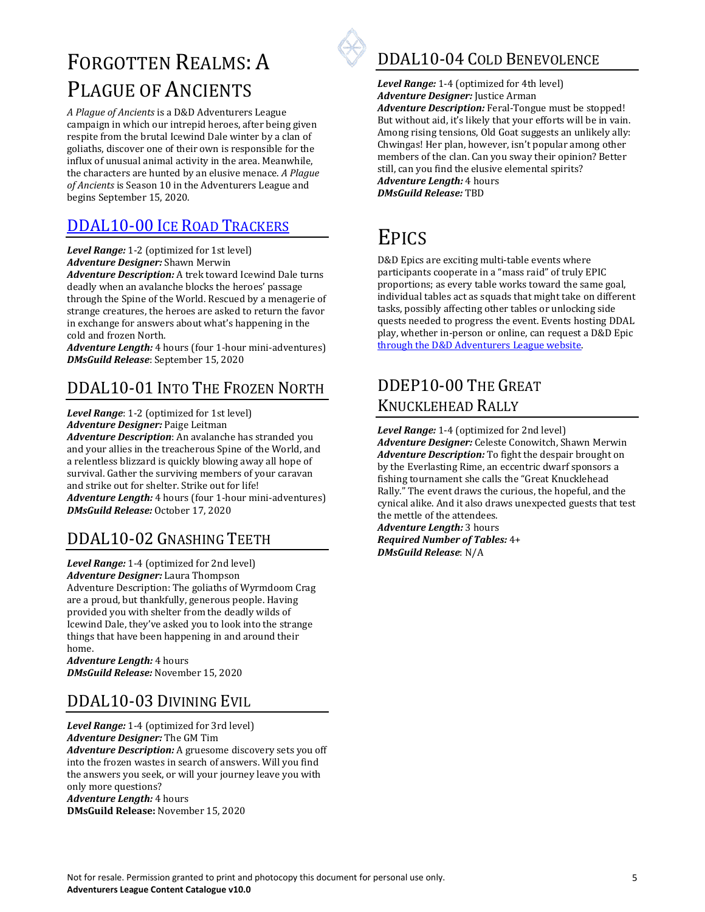# Forgotten Realms: A Plague of Ancients

*A Plague of Ancients* is a D&D Adventurers League campaign in which our intrepid heroes, after being given respite from the brutal Icewind Dale winter by a clan of goliaths, discover one of their own is responsible for the influx of unusual animal activity in the area. Meanwhile, the characters are hunted by an elusive menace. *A Plague of Ancients* is Season 10 in the Adventurers League and begins September 15, 2020.

## DDAL10-00 Ice Road Trackers

***Level Range:*** 1-2 (optimized for 1st level)
***Adventure Designer:*** Shawn Merwin
***Adventure Description:*** A trek toward Icewind Dale turns deadly when an avalanche blocks the heroes' passage through the Spine of the World. Rescued by a menagerie of strange creatures, the heroes are asked to return the favor in exchange for answers about what's happening in the cold and frozen North.
***Adventure Length:*** 4 hours (four 1-hour mini-adventures)
***DMsGuild Release***: September 15, 2020

## DDAL10-01 Into The Frozen North

***Level Range***: 1-2 (optimized for 1st level)
***Adventure Designer:*** Paige Leitman
***Adventure Description***: An avalanche has stranded you and your allies in the treacherous Spine of the World, and a relentless blizzard is quickly blowing away all hope of survival. Gather the surviving members of your caravan and strike out for shelter. Strike out for life!
***Adventure Length:*** 4 hours (four 1-hour mini-adventures)
***DMsGuild Release:*** October 17, 2020

## DDAL10-02 Gnashing Teeth

***Level Range:*** 1-4 (optimized for 2nd level)
***Adventure Designer:*** Laura Thompson
Adventure Description: The goliaths of Wyrmdoom Crag are a proud, but thankfully, generous people. Having provided you with shelter from the deadly wilds of Icewind Dale, they've asked you to look into the strange things that have been happening in and around their home.
***Adventure Length:*** 4 hours
***DMsGuild Release:*** November 15, 2020

## DDAL10-03 Divining Evil

***Level Range:*** 1-4 (optimized for 3rd level)
***Adventure Designer:*** The GM Tim
***Adventure Description:*** A gruesome discovery sets you off into the frozen wastes in search of answers. Will you find the answers you seek, or will your journey leave you with only more questions?
***Adventure Length:*** 4 hours
**DMsGuild Release:** November 15, 2020

## DDAL10-04 Cold Benevolence

***Level Range:*** 1-4 (optimized for 4th level)
***Adventure Designer:*** Justice Arman
***Adventure Description:*** Feral-Tongue must be stopped! But without aid, it's likely that your efforts will be in vain. Among rising tensions, Old Goat suggests an unlikely ally: Chwingas! Her plan, however, isn't popular among other members of the clan. Can you sway their opinion? Better still, can you find the elusive elemental spirits?
***Adventure Length:*** 4 hours
***DMsGuild Release:*** TBD

# Epics

D&D Epics are exciting multi-table events where participants cooperate in a "mass raid" of truly EPIC proportions; as every table works toward the same goal, individual tables act as squads that might take on different tasks, possibly affecting other tables or unlocking side quests needed to progress the event. Events hosting DDAL play, whether in-person or online, can request a D&D Epic through the D&D Adventurers League website.

## DDEP10-00 The Great Knucklehead Rally

***Level Range:*** 1-4 (optimized for 2nd level)
***Adventure Designer:*** Celeste Conowitch, Shawn Merwin
***Adventure Description:*** To fight the despair brought on by the Everlasting Rime, an eccentric dwarf sponsors a fishing tournament she calls the "Great Knucklehead Rally." The event draws the curious, the hopeful, and the cynical alike. And it also draws unexpected guests that test the mettle of the attendees.
***Adventure Length:*** 3 hours
***Required Number of Tables:*** 4+
***DMsGuild Release***: N/A

Not for resale. Permission granted to print and photocopy this document for personal use only.
**Adventurers League Content Catalogue v10.0**